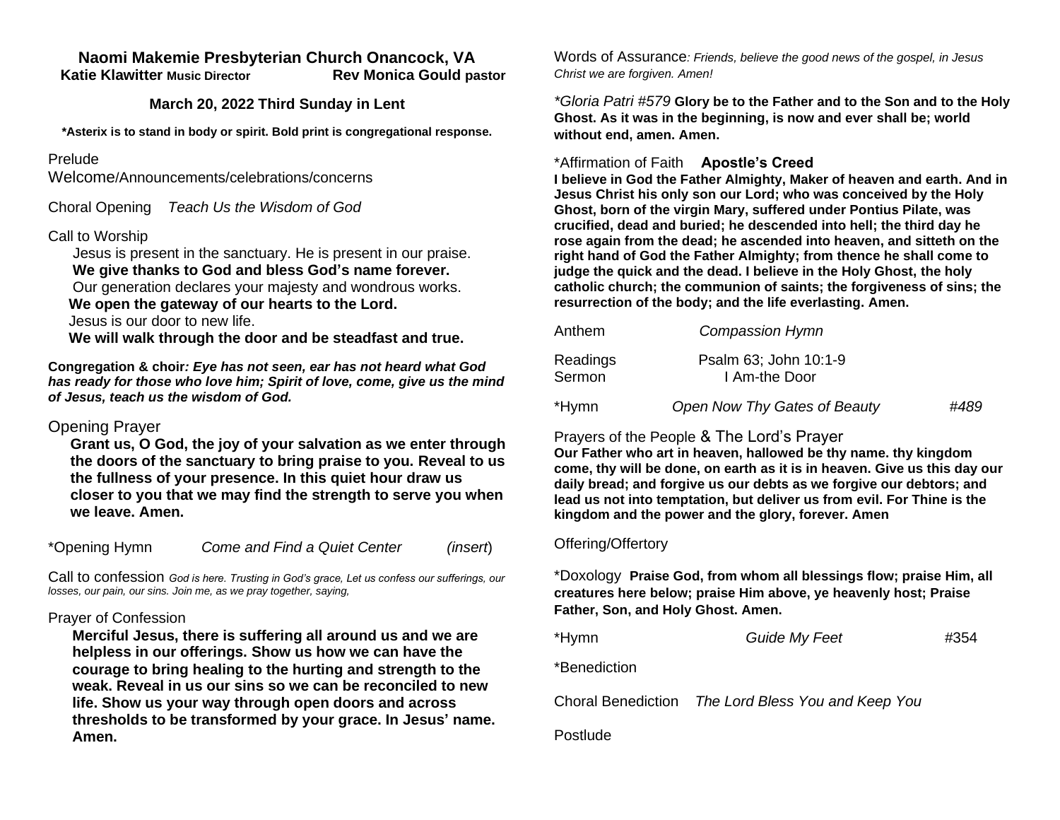# Naomi Makemie Presbyterian Church Onancock, VA

**Katie Klawitter Music Director** **Rev Monica Gould pastor**

**March 20, 2022 Third Sunday in Lent**

**\*Asterix is to stand in body or spirit. Bold print is congregational response.**

Prelude

Welcome/Announcements/celebrations/concerns

Choral Opening *Teach Us the Wisdom of God*

Call to Worship

Jesus is present in the sanctuary. He is present in our praise.
**We give thanks to God and bless God's name forever.**
Our generation declares your majesty and wondrous works.
**We open the gateway of our hearts to the Lord.**
Jesus is our door to new life.
**We will walk through the door and be steadfast and true.**

**Congregation & choir*: Eye has not seen, ear has not heard what God has ready for those who love him; Spirit of love, come, give us the mind of Jesus, teach us the wisdom of God.***

Opening Prayer

**Grant us, O God, the joy of your salvation as we enter through the doors of the sanctuary to bring praise to you. Reveal to us the fullness of your presence. In this quiet hour draw us closer to you that we may find the strength to serve you when we leave. Amen.**

\*Opening Hymn *Come and Find a Quiet Center* (*insert*)

Call to confession *God is here. Trusting in God's grace, Let us confess our sufferings, our losses, our pain, our sins. Join me, as we pray together, saying,*

Prayer of Confession

**Merciful Jesus, there is suffering all around us and we are helpless in our offerings. Show us how we can have the courage to bring healing to the hurting and strength to the weak. Reveal in us our sins so we can be reconciled to new life. Show us your way through open doors and across thresholds to be transformed by your grace. In Jesus' name. Amen.**

Words of Assurance*: Friends, believe the good news of the gospel, in Jesus Christ we are forgiven. Amen!*

*\*Gloria Patri #579* **Glory be to the Father and to the Son and to the Holy Ghost. As it was in the beginning, is now and ever shall be; world without end, amen. Amen.**

\*Affirmation of Faith **Apostle's Creed**

**I believe in God the Father Almighty, Maker of heaven and earth. And in Jesus Christ his only son our Lord; who was conceived by the Holy Ghost, born of the virgin Mary, suffered under Pontius Pilate, was crucified, dead and buried; he descended into hell; the third day he rose again from the dead; he ascended into heaven, and sitteth on the right hand of God the Father Almighty; from thence he shall come to judge the quick and the dead. I believe in the Holy Ghost, the holy catholic church; the communion of saints; the forgiveness of sins; the resurrection of the body; and the life everlasting. Amen.**

Anthem *Compassion Hymn*

Readings Psalm 63; John 10:1-9

Sermon I Am-the Door

\*Hymn *Open Now Thy Gates of Beauty* *#489*

Prayers of the People & The Lord's Prayer

**Our Father who art in heaven, hallowed be thy name. thy kingdom come, thy will be done, on earth as it is in heaven. Give us this day our daily bread; and forgive us our debts as we forgive our debtors; and lead us not into temptation, but deliver us from evil. For Thine is the kingdom and the power and the glory, forever. Amen**

Offering/Offertory

\*Doxology **Praise God, from whom all blessings flow; praise Him, all creatures here below; praise Him above, ye heavenly host; Praise Father, Son, and Holy Ghost. Amen.**

\*Hymn *Guide My Feet* #354

\*Benediction

Choral Benediction *The Lord Bless You and Keep You*

Postlude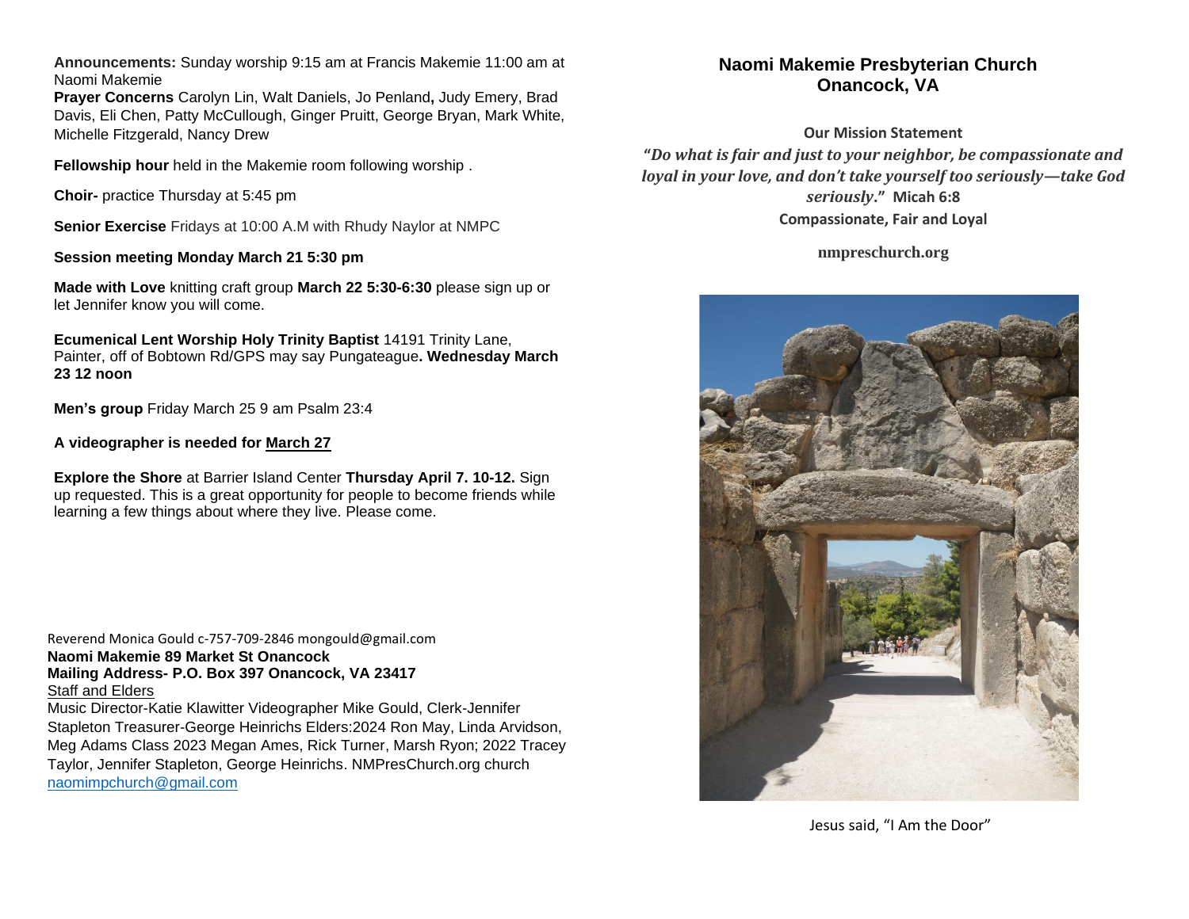**Announcements:** Sunday worship 9:15 am at Francis Makemie 11:00 am at Naomi Makemie

**Prayer Concerns** Carolyn Lin, Walt Daniels, Jo Penland**,** Judy Emery, Brad Davis, Eli Chen, Patty McCullough, Ginger Pruitt, George Bryan, Mark White, Michelle Fitzgerald, Nancy Drew

**Fellowship hour** held in the Makemie room following worship .

**Choir-** practice Thursday at 5:45 pm

**Senior Exercise** Fridays at 10:00 A.M with Rhudy Naylor at NMPC

**Session meeting Monday March 21 5:30 pm**

**Made with Love** knitting craft group **March 22 5:30-6:30** please sign up or let Jennifer know you will come.

**Ecumenical Lent Worship Holy Trinity Baptist** 14191 Trinity Lane, Painter, off of Bobtown Rd/GPS may say Pungateague**. Wednesday March 23 12 noon**

**Men's group** Friday March 25 9 am Psalm 23:4

**A videographer is needed for March 27**

**Explore the Shore** at Barrier Island Center **Thursday April 7. 10-12.** Sign up requested. This is a great opportunity for people to become friends while learning a few things about where they live. Please come.

Reverend Monica Gould c-757-709-2846 mongould@gmail.com
**Naomi Makemie 89 Market St Onancock**
**Mailing Address- P.O. Box 397 Onancock, VA 23417**
Staff and Elders
Music Director-Katie Klawitter Videographer Mike Gould, Clerk-Jennifer Stapleton Treasurer-George Heinrichs Elders:2024 Ron May, Linda Arvidson, Meg Adams Class 2023 Megan Ames, Rick Turner, Marsh Ryon; 2022 Tracey Taylor, Jennifer Stapleton, George Heinrichs. NMPresChurch.org church naomimpchurch@gmail.com

## Naomi Makemie Presbyterian Church
## Onancock, VA

**Our Mission Statement**

***"Do what is fair and just to your neighbor, be compassionate and loyal in your love, and don't take yourself too seriously—take God seriously."*** **Micah 6:8**

**Compassionate, Fair and Loyal**

**nmpreschurch.org**

Jesus said, "I Am the Door"